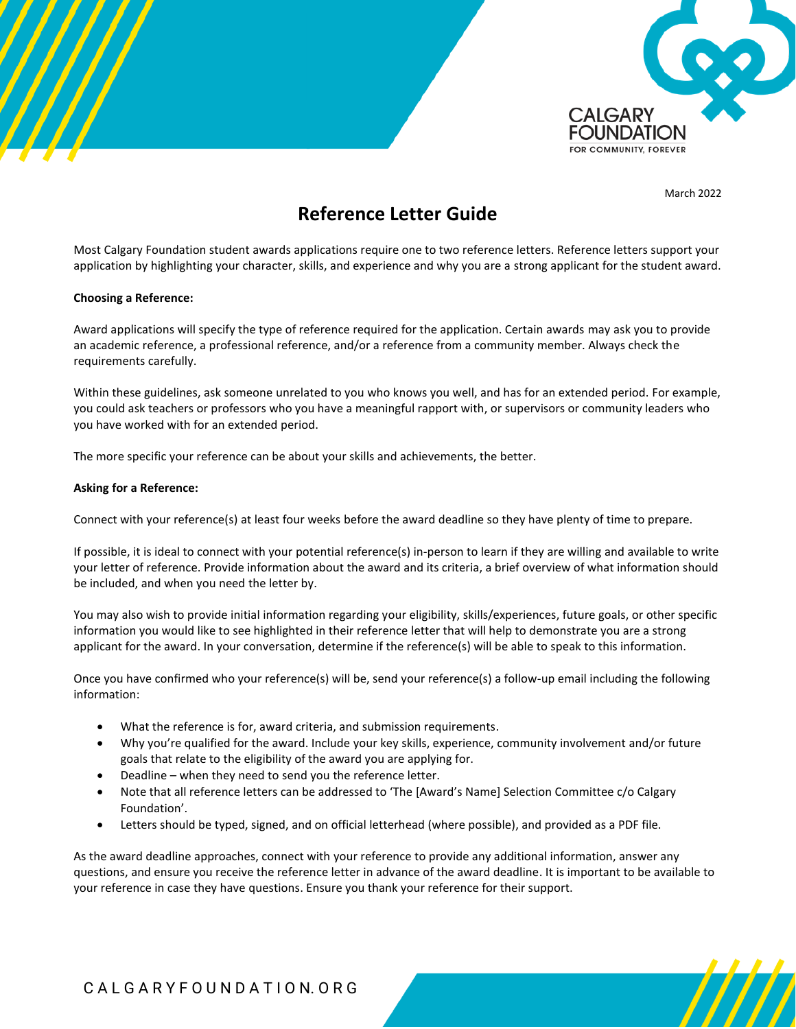March 2022

# Reference Letter Guide

Most Calgary Foundation student awards applications require one to two reference letters. Reference letters support your application by highlighting your character, skills, and experience and why you are a strong applicant for the student award.

**Choosing a Reference:**

Award applications will specify the type of reference required for the application. Certain awards may ask you to provide an academic reference, a professional reference, and/or a reference from a community member. Always check the requirements carefully.

Within these guidelines, ask someone unrelated to you who knows you well, and has for an extended period. For example, you could ask teachers or professors who you have a meaningful rapport with, or supervisors or community leaders who you have worked with for an extended period.

The more specific your reference can be about your skills and achievements, the better.

**Asking for a Reference:**

Connect with your reference(s) at least four weeks before the award deadline so they have plenty of time to prepare.

If possible, it is ideal to connect with your potential reference(s) in-person to learn if they are willing and available to write your letter of reference. Provide information about the award and its criteria, a brief overview of what information should be included, and when you need the letter by.

You may also wish to provide initial information regarding your eligibility, skills/experiences, future goals, or other specific information you would like to see highlighted in their reference letter that will help to demonstrate you are a strong applicant for the award. In your conversation, determine if the reference(s) will be able to speak to this information.

Once you have confirmed who your reference(s) will be, send your reference(s) a follow-up email including the following information:

- What the reference is for, award criteria, and submission requirements.
- Why you're qualified for the award. Include your key skills, experience, community involvement and/or future goals that relate to the eligibility of the award you are applying for.
- Deadline – when they need to send you the reference letter.
- Note that all reference letters can be addressed to 'The [Award's Name] Selection Committee c/o Calgary Foundation'.
- Letters should be typed, signed, and on official letterhead (where possible), and provided as a PDF file.

As the award deadline approaches, connect with your reference to provide any additional information, answer any questions, and ensure you receive the reference letter in advance of the award deadline. It is important to be available to your reference in case they have questions. Ensure you thank your reference for their support.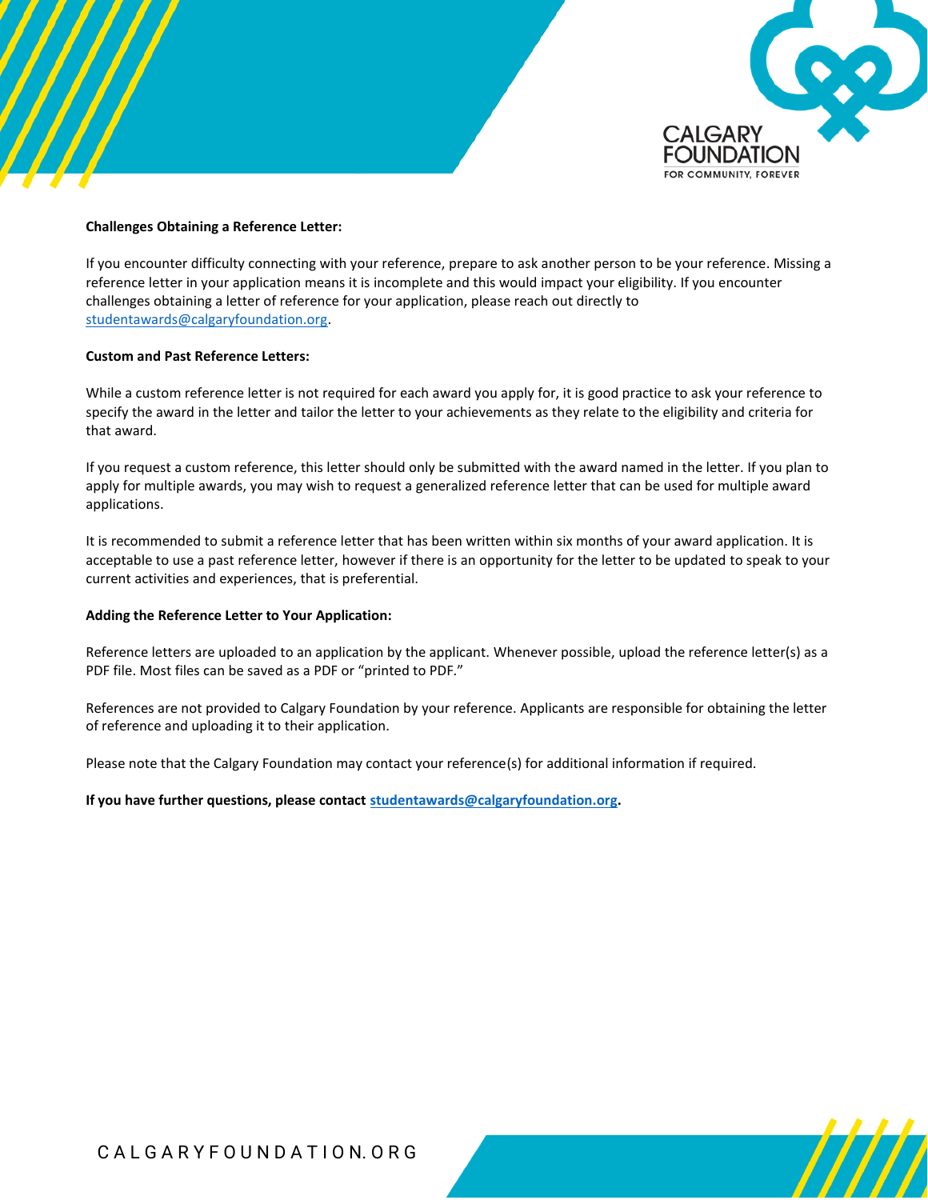**Challenges Obtaining a Reference Letter:**

If you encounter difficulty connecting with your reference, prepare to ask another person to be your reference. Missing a reference letter in your application means it is incomplete and this would impact your eligibility. If you encounter challenges obtaining a letter of reference for your application, please reach out directly to studentawards@calgaryfoundation.org.

**Custom and Past Reference Letters:**

While a custom reference letter is not required for each award you apply for, it is good practice to ask your reference to specify the award in the letter and tailor the letter to your achievements as they relate to the eligibility and criteria for that award.

If you request a custom reference, this letter should only be submitted with the award named in the letter. If you plan to apply for multiple awards, you may wish to request a generalized reference letter that can be used for multiple award applications.

It is recommended to submit a reference letter that has been written within six months of your award application. It is acceptable to use a past reference letter, however if there is an opportunity for the letter to be updated to speak to your current activities and experiences, that is preferential.

**Adding the Reference Letter to Your Application:**

Reference letters are uploaded to an application by the applicant. Whenever possible, upload the reference letter(s) as a PDF file. Most files can be saved as a PDF or "printed to PDF."

References are not provided to Calgary Foundation by your reference. Applicants are responsible for obtaining the letter of reference and uploading it to their application.

Please note that the Calgary Foundation may contact your reference(s) for additional information if required.

**If you have further questions, please contact studentawards@calgaryfoundation.org.**